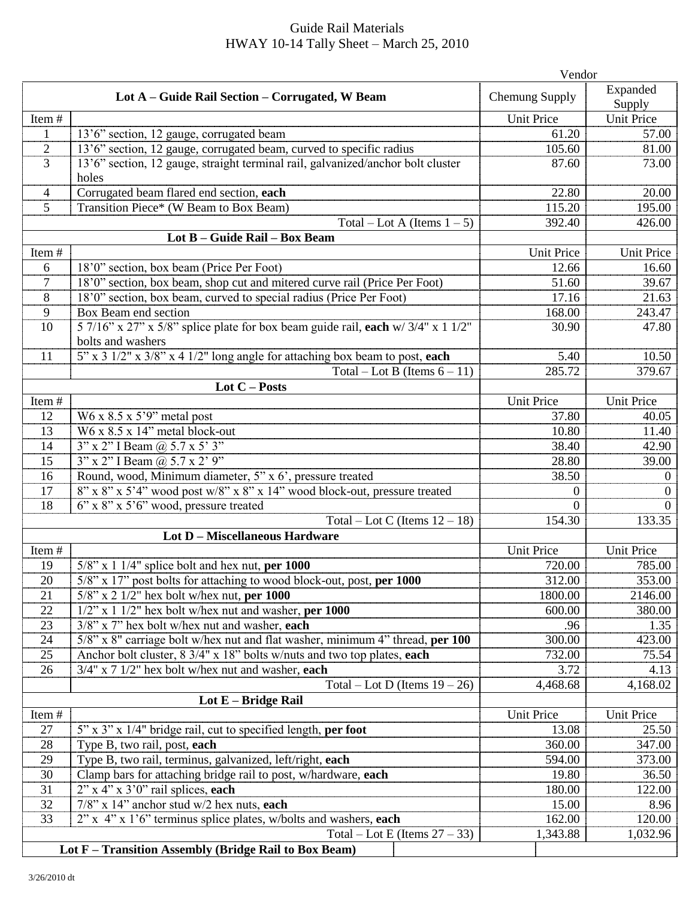Guide Rail Materials
HWAY 10-14 Tally Sheet – March 25, 2010

| | | Vendor | |
|---|---|---|---|
| **Lot A – Guide Rail Section – Corrugated, W Beam** | | Chemung Supply | Expanded Supply |
| Item # | | Unit Price | Unit Price |
| 1 | 13’6” section, 12 gauge, corrugated beam | 61.20 | 57.00 |
| 2 | 13’6” section, 12 gauge, corrugated beam, curved to specific radius | 105.60 | 81.00 |
| 3 | 13’6” section, 12 gauge, straight terminal rail, galvanized/anchor bolt cluster holes | 87.60 | 73.00 |
| 4 | Corrugated beam flared end section, **each** | 22.80 | 20.00 |
| 5 | Transition Piece* (W Beam to Box Beam) | 115.20 | 195.00 |
| | Total – Lot A (Items 1 – 5) | 392.40 | 426.00 |
| **Lot B – Guide Rail – Box Beam** | | | |
| Item # | | Unit Price | Unit Price |
| 6 | 18’0” section, box beam (Price Per Foot) | 12.66 | 16.60 |
| 7 | 18’0” section, box beam, shop cut and mitered curve rail (Price Per Foot) | 51.60 | 39.67 |
| 8 | 18’0” section, box beam, curved to special radius (Price Per Foot) | 17.16 | 21.63 |
| 9 | Box Beam end section | 168.00 | 243.47 |
| 10 | 5 7/16” x 27” x 5/8” splice plate for box beam guide rail, **each** w/ 3/4" x 1 1/2" bolts and washers | 30.90 | 47.80 |
| 11 | 5” x 3 1/2" x 3/8” x 4 1/2" long angle for attaching box beam to post, **each** | 5.40 | 10.50 |
| | Total – Lot B (Items 6 – 11) | 285.72 | 379.67 |
| **Lot C – Posts** | | | |
| Item # | | Unit Price | Unit Price |
| 12 | W6 x 8.5 x 5’9” metal post | 37.80 | 40.05 |
| 13 | W6 x 8.5 x 14” metal block-out | 10.80 | 11.40 |
| 14 | 3” x 2” I Beam @ 5.7 x 5’ 3” | 38.40 | 42.90 |
| 15 | 3” x 2” I Beam @ 5.7 x 2’ 9” | 28.80 | 39.00 |
| 16 | Round, wood, Minimum diameter, 5” x 6’, pressure treated | 38.50 | 0 |
| 17 | 8” x 8” x 5’4” wood post w/8” x 8” x 14” wood block-out, pressure treated | 0 | 0 |
| 18 | 6” x 8” x 5’6” wood, pressure treated | 0 | 0 |
| | Total – Lot C (Items 12 – 18) | 154.30 | 133.35 |
| **Lot D – Miscellaneous Hardware** | | | |
| Item # | | Unit Price | Unit Price |
| 19 | 5/8” x 1 1/4" splice bolt and hex nut, **per 1000** | 720.00 | 785.00 |
| 20 | 5/8” x 17” post bolts for attaching to wood block-out, post, **per 1000** | 312.00 | 353.00 |
| 21 | 5/8” x 2 1/2" hex bolt w/hex nut, **per 1000** | 1800.00 | 2146.00 |
| 22 | 1/2” x 1 1/2" hex bolt w/hex nut and washer, **per 1000** | 600.00 | 380.00 |
| 23 | 3/8” x 7” hex bolt w/hex nut and washer, **each** | .96 | 1.35 |
| 24 | 5/8” x 8” carriage bolt w/hex nut and flat washer, minimum 4” thread, **per 100** | 300.00 | 423.00 |
| 25 | Anchor bolt cluster, 8 3/4" x 18” bolts w/nuts and two top plates, **each** | 732.00 | 75.54 |
| 26 | 3/4" x 7 1/2" hex bolt w/hex nut and washer, **each** | 3.72 | 4.13 |
| | Total – Lot D (Items 19 – 26) | 4,468.68 | 4,168.02 |
| **Lot E – Bridge Rail** | | | |
| Item # | | Unit Price | Unit Price |
| 27 | 5” x 3” x 1/4" bridge rail, cut to specified length, **per foot** | 13.08 | 25.50 |
| 28 | Type B, two rail, post, **each** | 360.00 | 347.00 |
| 29 | Type B, two rail, terminus, galvanized, left/right, **each** | 594.00 | 373.00 |
| 30 | Clamp bars for attaching bridge rail to post, w/hardware, **each** | 19.80 | 36.50 |
| 31 | 2” x 4” x 3’0” rail splices, **each** | 180.00 | 122.00 |
| 32 | 7/8” x 14” anchor stud w/2 hex nuts, **each** | 15.00 | 8.96 |
| 33 | 2” x 4” x 1’6” terminus splice plates, w/bolts and washers, **each** | 162.00 | 120.00 |
| | Total – Lot E (Items 27 – 33) | 1,343.88 | 1,032.96 |
| **Lot F – Transition Assembly (Bridge Rail to Box Beam)** | | | |

3/26/2010 dt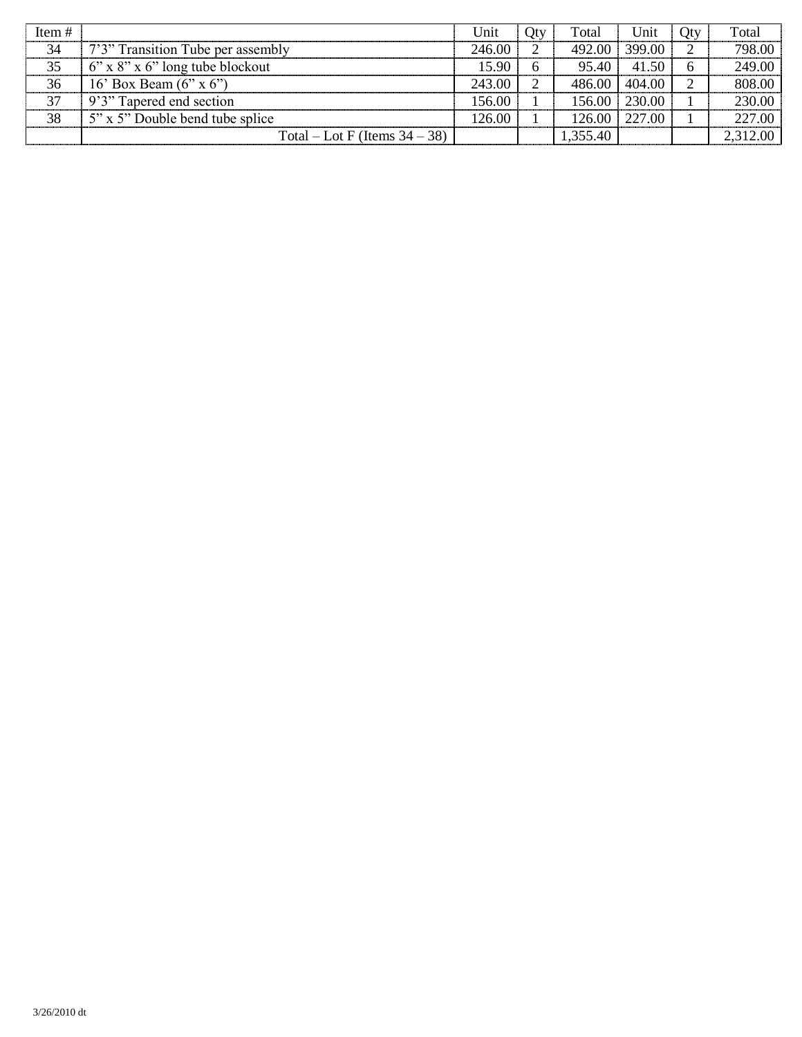| Item # | | Unit | Qty | Total | Unit | Qty | Total |
|---|---|---|---|---|---|---|---|
| 34 | 7'3" Transition Tube per assembly | 246.00 | 2 | 492.00 | 399.00 | 2 | 798.00 |
| 35 | 6" x 8" x 6" long tube blockout | 15.90 | 6 | 95.40 | 41.50 | 6 | 249.00 |
| 36 | 16' Box Beam (6" x 6") | 243.00 | 2 | 486.00 | 404.00 | 2 | 808.00 |
| 37 | 9'3" Tapered end section | 156.00 | 1 | 156.00 | 230.00 | 1 | 230.00 |
| 38 | 5" x 5" Double bend tube splice | 126.00 | 1 | 126.00 | 227.00 | 1 | 227.00 |
| | Total – Lot F (Items 34 – 38) | | | 1,355.40 | | | 2,312.00 |